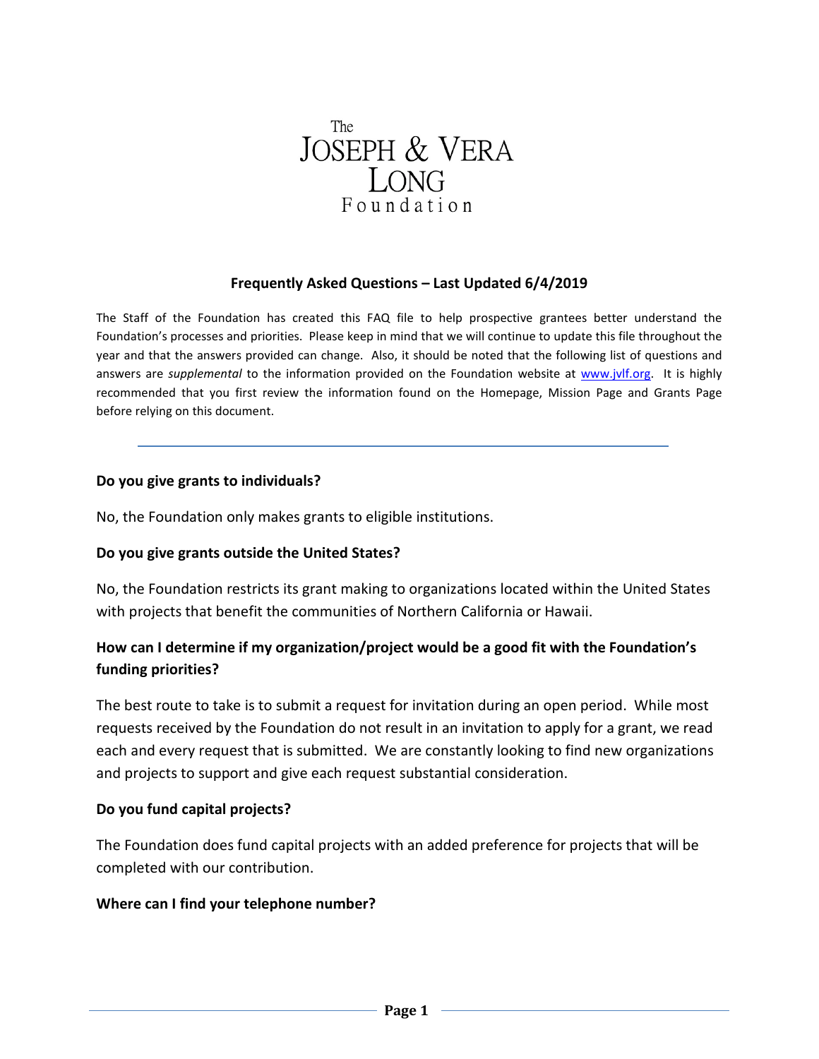The
# JOSEPH & VERA LONG
Foundation

## Frequently Asked Questions – Last Updated 6/4/2019

The Staff of the Foundation has created this FAQ file to help prospective grantees better understand the Foundation's processes and priorities. Please keep in mind that we will continue to update this file throughout the year and that the answers provided can change. Also, it should be noted that the following list of questions and answers are *supplemental* to the information provided on the Foundation website at [www.jvlf.org](http://www.jvlf.org). It is highly recommended that you first review the information found on the Homepage, Mission Page and Grants Page before relying on this document.

---

**Do you give grants to individuals?**

No, the Foundation only makes grants to eligible institutions.

**Do you give grants outside the United States?**

No, the Foundation restricts its grant making to organizations located within the United States with projects that benefit the communities of Northern California or Hawaii.

**How can I determine if my organization/project would be a good fit with the Foundation's funding priorities?**

The best route to take is to submit a request for invitation during an open period. While most requests received by the Foundation do not result in an invitation to apply for a grant, we read each and every request that is submitted. We are constantly looking to find new organizations and projects to support and give each request substantial consideration.

**Do you fund capital projects?**

The Foundation does fund capital projects with an added preference for projects that will be completed with our contribution.

**Where can I find your telephone number?**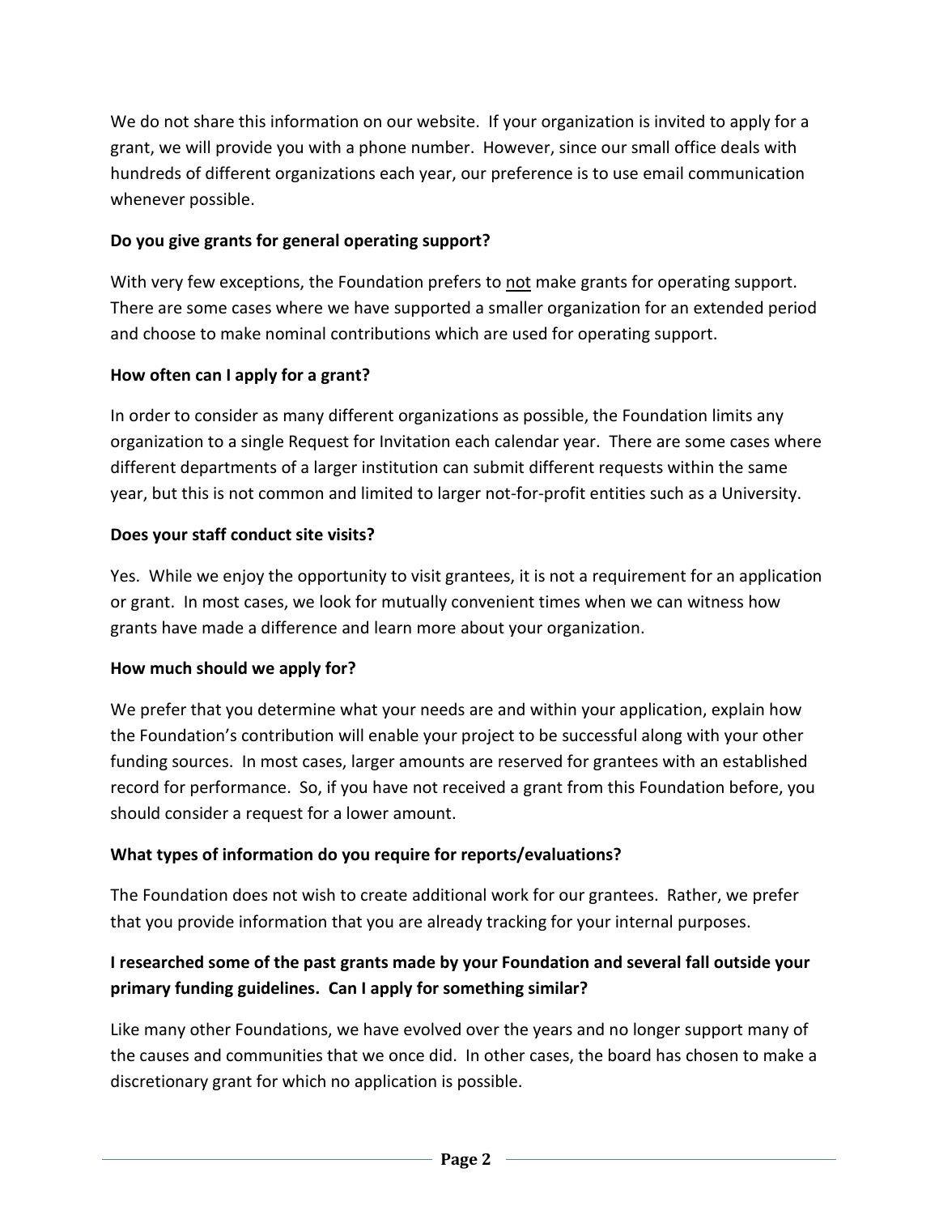We do not share this information on our website. If your organization is invited to apply for a grant, we will provide you with a phone number. However, since our small office deals with hundreds of different organizations each year, our preference is to use email communication whenever possible.

**Do you give grants for general operating support?**

With very few exceptions, the Foundation prefers to <u>not</u> make grants for operating support. There are some cases where we have supported a smaller organization for an extended period and choose to make nominal contributions which are used for operating support.

**How often can I apply for a grant?**

In order to consider as many different organizations as possible, the Foundation limits any organization to a single Request for Invitation each calendar year. There are some cases where different departments of a larger institution can submit different requests within the same year, but this is not common and limited to larger not-for-profit entities such as a University.

**Does your staff conduct site visits?**

Yes. While we enjoy the opportunity to visit grantees, it is not a requirement for an application or grant. In most cases, we look for mutually convenient times when we can witness how grants have made a difference and learn more about your organization.

**How much should we apply for?**

We prefer that you determine what your needs are and within your application, explain how the Foundation's contribution will enable your project to be successful along with your other funding sources. In most cases, larger amounts are reserved for grantees with an established record for performance. So, if you have not received a grant from this Foundation before, you should consider a request for a lower amount.

**What types of information do you require for reports/evaluations?**

The Foundation does not wish to create additional work for our grantees. Rather, we prefer that you provide information that you are already tracking for your internal purposes.

**I researched some of the past grants made by your Foundation and several fall outside your primary funding guidelines. Can I apply for something similar?**

Like many other Foundations, we have evolved over the years and no longer support many of the causes and communities that we once did. In other cases, the board has chosen to make a discretionary grant for which no application is possible.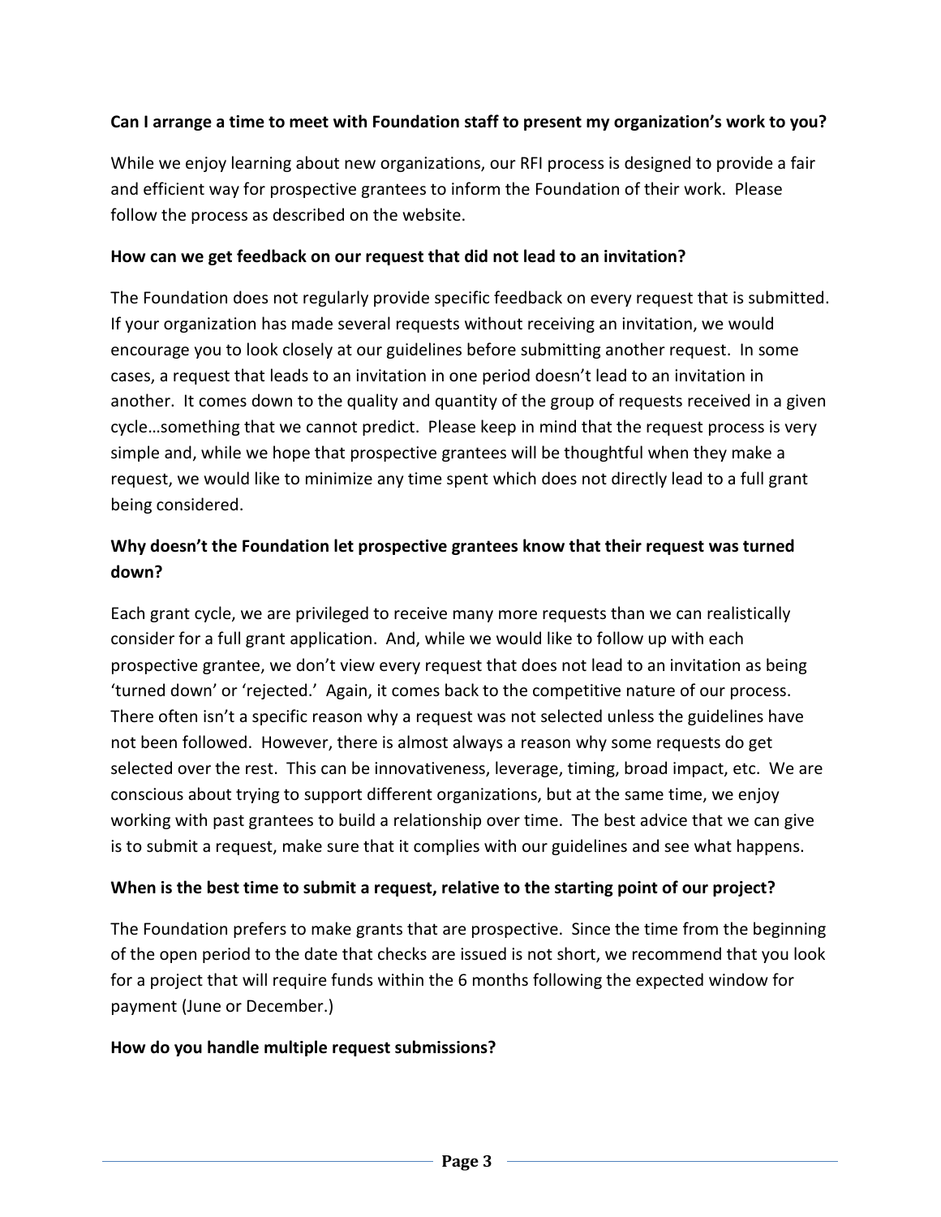**Can I arrange a time to meet with Foundation staff to present my organization's work to you?**

While we enjoy learning about new organizations, our RFI process is designed to provide a fair and efficient way for prospective grantees to inform the Foundation of their work. Please follow the process as described on the website.

**How can we get feedback on our request that did not lead to an invitation?**

The Foundation does not regularly provide specific feedback on every request that is submitted. If your organization has made several requests without receiving an invitation, we would encourage you to look closely at our guidelines before submitting another request. In some cases, a request that leads to an invitation in one period doesn't lead to an invitation in another. It comes down to the quality and quantity of the group of requests received in a given cycle…something that we cannot predict. Please keep in mind that the request process is very simple and, while we hope that prospective grantees will be thoughtful when they make a request, we would like to minimize any time spent which does not directly lead to a full grant being considered.

**Why doesn't the Foundation let prospective grantees know that their request was turned down?**

Each grant cycle, we are privileged to receive many more requests than we can realistically consider for a full grant application. And, while we would like to follow up with each prospective grantee, we don't view every request that does not lead to an invitation as being 'turned down' or 'rejected.' Again, it comes back to the competitive nature of our process. There often isn't a specific reason why a request was not selected unless the guidelines have not been followed. However, there is almost always a reason why some requests do get selected over the rest. This can be innovativeness, leverage, timing, broad impact, etc. We are conscious about trying to support different organizations, but at the same time, we enjoy working with past grantees to build a relationship over time. The best advice that we can give is to submit a request, make sure that it complies with our guidelines and see what happens.

**When is the best time to submit a request, relative to the starting point of our project?**

The Foundation prefers to make grants that are prospective. Since the time from the beginning of the open period to the date that checks are issued is not short, we recommend that you look for a project that will require funds within the 6 months following the expected window for payment (June or December.)

**How do you handle multiple request submissions?**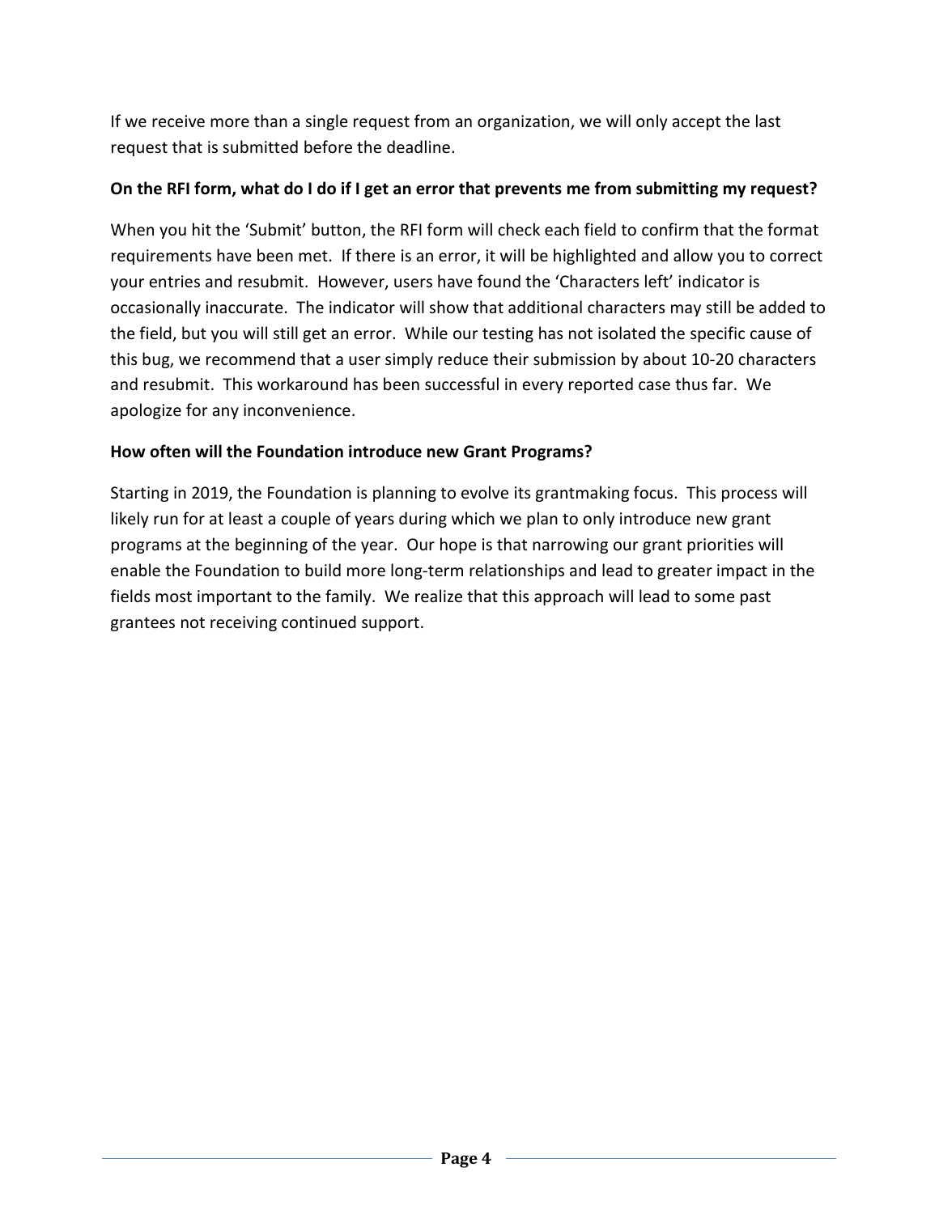If we receive more than a single request from an organization, we will only accept the last request that is submitted before the deadline.

**On the RFI form, what do I do if I get an error that prevents me from submitting my request?**

When you hit the 'Submit' button, the RFI form will check each field to confirm that the format requirements have been met. If there is an error, it will be highlighted and allow you to correct your entries and resubmit. However, users have found the 'Characters left' indicator is occasionally inaccurate. The indicator will show that additional characters may still be added to the field, but you will still get an error. While our testing has not isolated the specific cause of this bug, we recommend that a user simply reduce their submission by about 10-20 characters and resubmit. This workaround has been successful in every reported case thus far. We apologize for any inconvenience.

**How often will the Foundation introduce new Grant Programs?**

Starting in 2019, the Foundation is planning to evolve its grantmaking focus. This process will likely run for at least a couple of years during which we plan to only introduce new grant programs at the beginning of the year. Our hope is that narrowing our grant priorities will enable the Foundation to build more long-term relationships and lead to greater impact in the fields most important to the family. We realize that this approach will lead to some past grantees not receiving continued support.